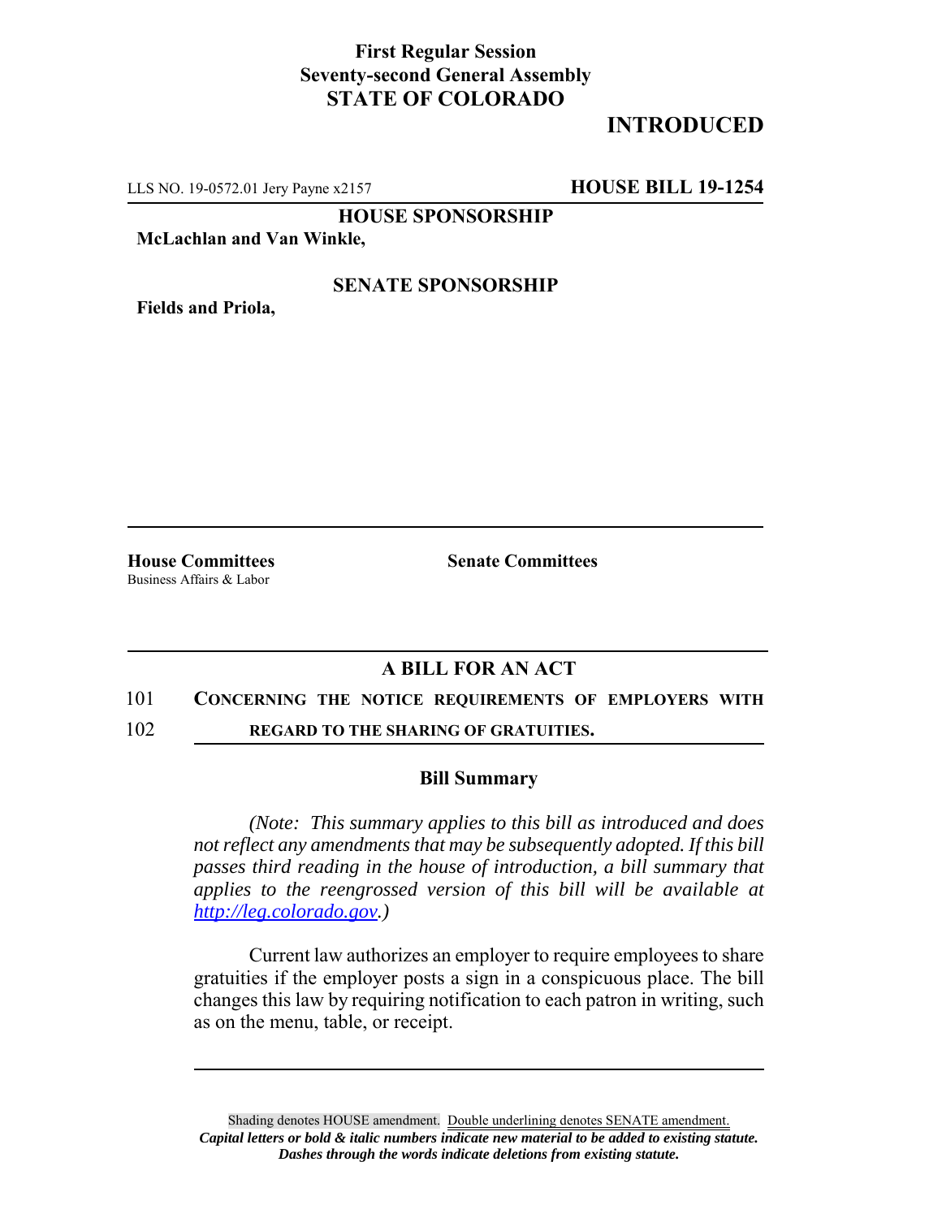**First Regular Session**
**Seventy-second General Assembly**
**STATE OF COLORADO**

# INTRODUCED

LLS NO. 19-0572.01 Jery Payne x2157 **HOUSE BILL 19-1254**

**HOUSE SPONSORSHIP**

**McLachlan and Van Winkle,**

**SENATE SPONSORSHIP**

**Fields and Priola,**

**House Committees**
Business Affairs & Labor

**Senate Committees**

## A BILL FOR AN ACT

101 **CONCERNING THE NOTICE REQUIREMENTS OF EMPLOYERS WITH**
102 **REGARD TO THE SHARING OF GRATUITIES.**

### Bill Summary

*(Note: This summary applies to this bill as introduced and does not reflect any amendments that may be subsequently adopted. If this bill passes third reading in the house of introduction, a bill summary that applies to the reengrossed version of this bill will be available at http://leg.colorado.gov.)*

Current law authorizes an employer to require employees to share gratuities if the employer posts a sign in a conspicuous place. The bill changes this law by requiring notification to each patron in writing, such as on the menu, table, or receipt.

Shading denotes HOUSE amendment. Double underlining denotes SENATE amendment.
***Capital letters or bold & italic numbers indicate new material to be added to existing statute.***
***Dashes through the words indicate deletions from existing statute.***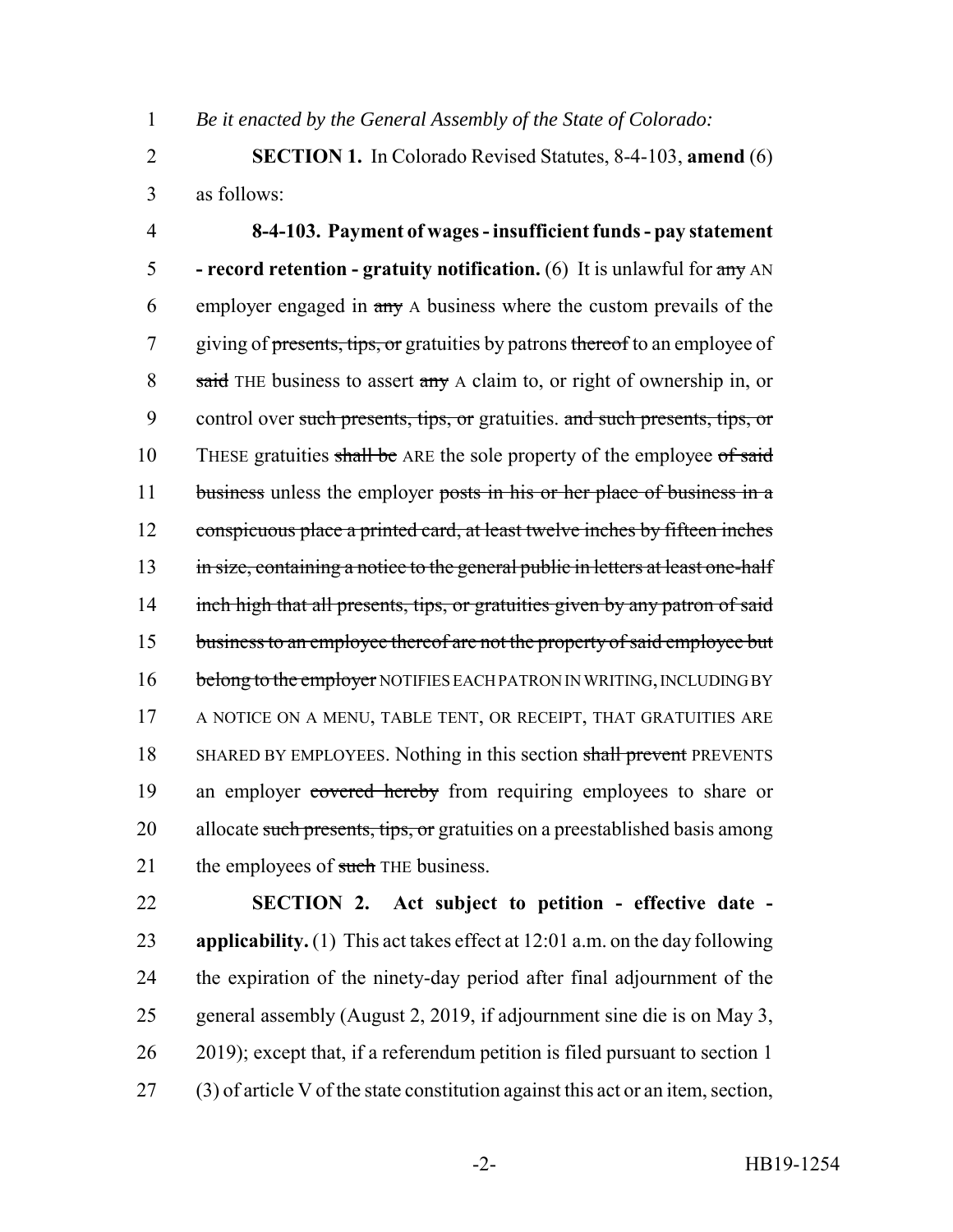*Be it enacted by the General Assembly of the State of Colorado:*

**SECTION 1.** In Colorado Revised Statutes, 8-4-103, **amend** (6) as follows:

**8-4-103. Payment of wages - insufficient funds - pay statement - record retention - gratuity notification.** (6) It is unlawful for ~~any~~ AN employer engaged in ~~any~~ A business where the custom prevails of the giving of ~~presents, tips, or~~ gratuities by patrons ~~thereof~~ to an employee of ~~said~~ THE business to assert ~~any~~ A claim to, or right of ownership in, or control over ~~such presents, tips, or~~ gratuities. ~~and such presents, tips, or~~ THESE gratuities ~~shall be~~ ARE the sole property of the employee ~~of said business~~ unless the employer ~~posts in his or her place of business in a conspicuous place a printed card, at least twelve inches by fifteen inches in size, containing a notice to the general public in letters at least one-half inch high that all presents, tips, or gratuities given by any patron of said business to an employee thereof are not the property of said employee but belong to the employer~~ NOTIFIES EACH PATRON IN WRITING, INCLUDING BY A NOTICE ON A MENU, TABLE TENT, OR RECEIPT, THAT GRATUITIES ARE SHARED BY EMPLOYEES. Nothing in this section ~~shall prevent~~ PREVENTS an employer ~~covered hereby~~ from requiring employees to share or allocate ~~such presents, tips, or~~ gratuities on a preestablished basis among the employees of ~~such~~ THE business.

**SECTION 2. Act subject to petition - effective date - applicability.** (1) This act takes effect at 12:01 a.m. on the day following the expiration of the ninety-day period after final adjournment of the general assembly (August 2, 2019, if adjournment sine die is on May 3, 2019); except that, if a referendum petition is filed pursuant to section 1 (3) of article V of the state constitution against this act or an item, section,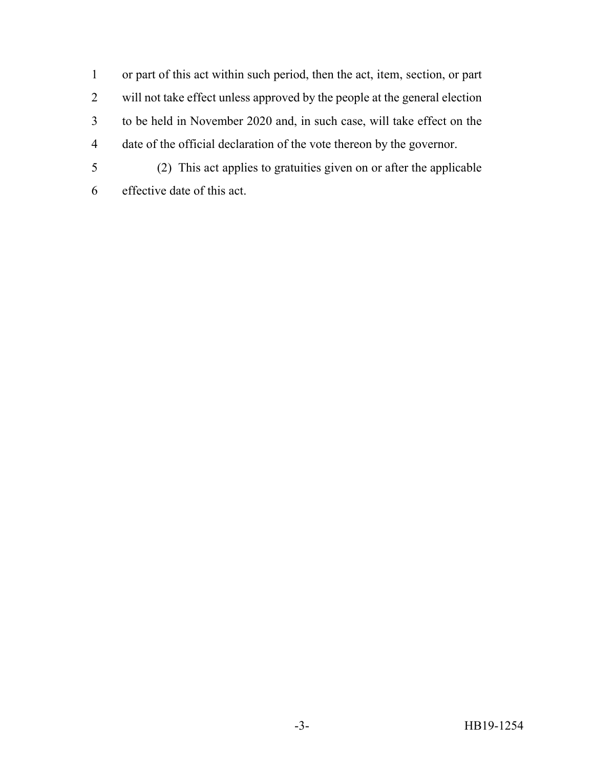or part of this act within such period, then the act, item, section, or part will not take effect unless approved by the people at the general election to be held in November 2020 and, in such case, will take effect on the date of the official declaration of the vote thereon by the governor.

(2) This act applies to gratuities given on or after the applicable effective date of this act.